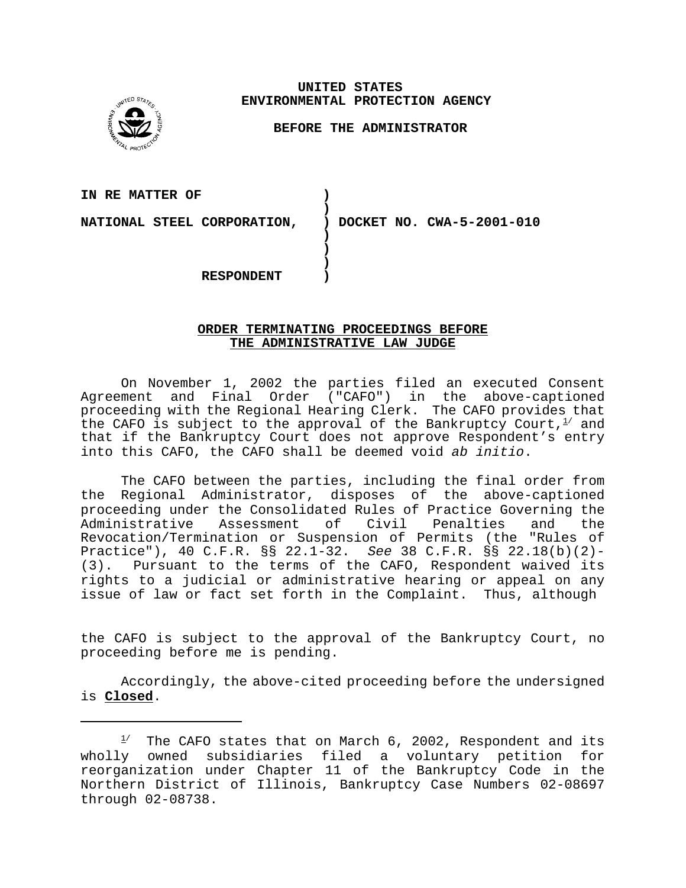**UNITED STATES**
**ENVIRONMENTAL PROTECTION AGENCY**

**BEFORE THE ADMINISTRATOR**

| | | |
|---|---|---|
| **IN RE MATTER OF** | ) | |
| | ) | |
| **NATIONAL STEEL CORPORATION,** | ) | **DOCKET NO. CWA-5-2001-010** |
| | ) | |
| | ) | |
| | ) | |
| **RESPONDENT** | ) | |

**ORDER TERMINATING PROCEEDINGS BEFORE THE ADMINISTRATIVE LAW JUDGE**

On November 1, 2002 the parties filed an executed Consent Agreement and Final Order ("CAFO") in the above-captioned proceeding with the Regional Hearing Clerk. The CAFO provides that the CAFO is subject to the approval of the Bankruptcy Court,[1] and that if the Bankruptcy Court does not approve Respondent's entry into this CAFO, the CAFO shall be deemed void *ab initio*.

The CAFO between the parties, including the final order from the Regional Administrator, disposes of the above-captioned proceeding under the Consolidated Rules of Practice Governing the Administrative Assessment of Civil Penalties and the Revocation/Termination or Suspension of Permits (the "Rules of Practice"), 40 C.F.R. §§ 22.1-32. *See* 38 C.F.R. §§ 22.18(b)(2)-(3). Pursuant to the terms of the CAFO, Respondent waived its rights to a judicial or administrative hearing or appeal on any issue of law or fact set forth in the Complaint. Thus, although the CAFO is subject to the approval of the Bankruptcy Court, no proceeding before me is pending.

Accordingly, the above-cited proceeding before the undersigned is **Closed**.

---

[1] The CAFO states that on March 6, 2002, Respondent and its wholly owned subsidiaries filed a voluntary petition for reorganization under Chapter 11 of the Bankruptcy Code in the Northern District of Illinois, Bankruptcy Case Numbers 02-08697 through 02-08738.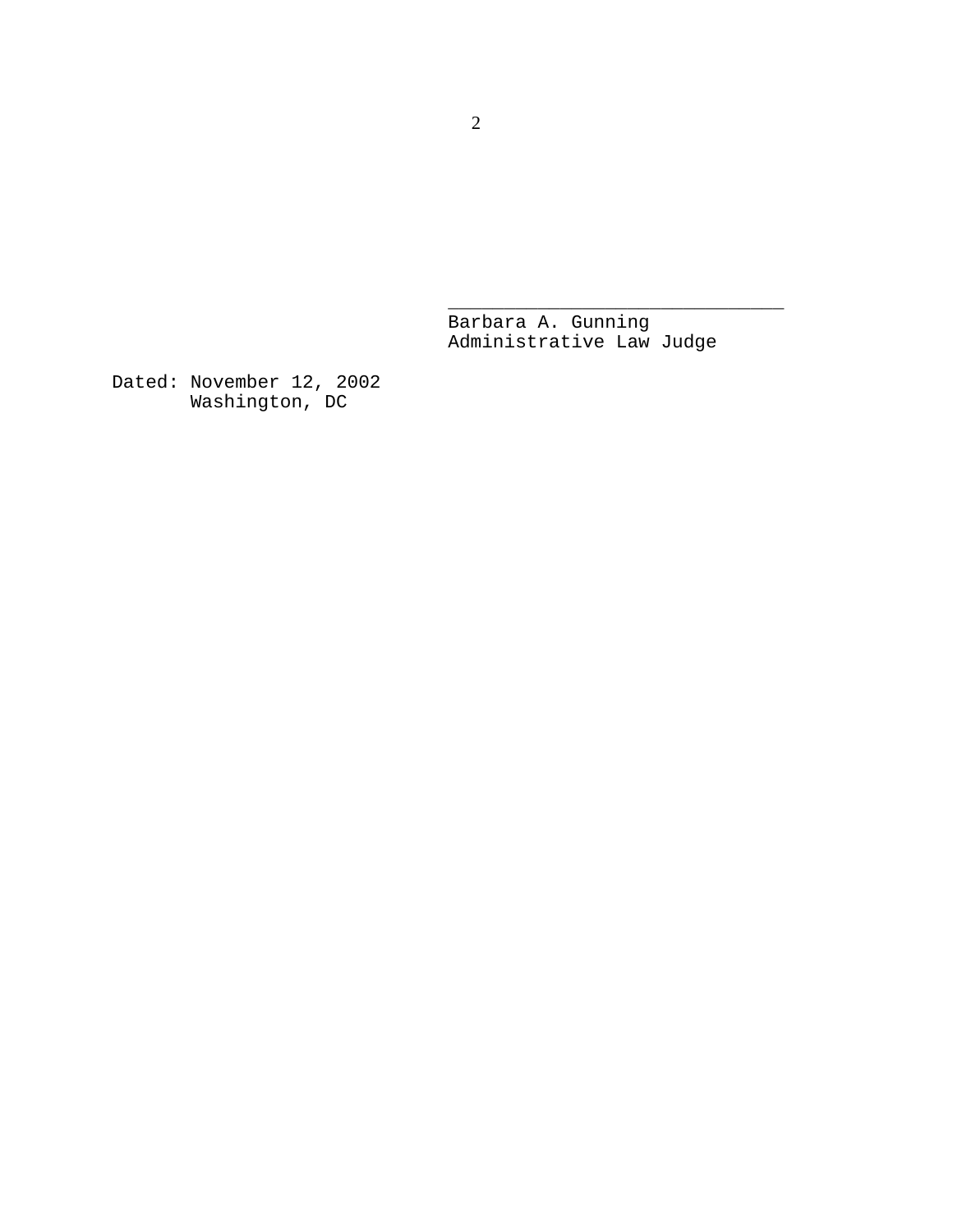______________________________
Barbara A. Gunning
Administrative Law Judge

Dated: November 12, 2002
Washington, DC